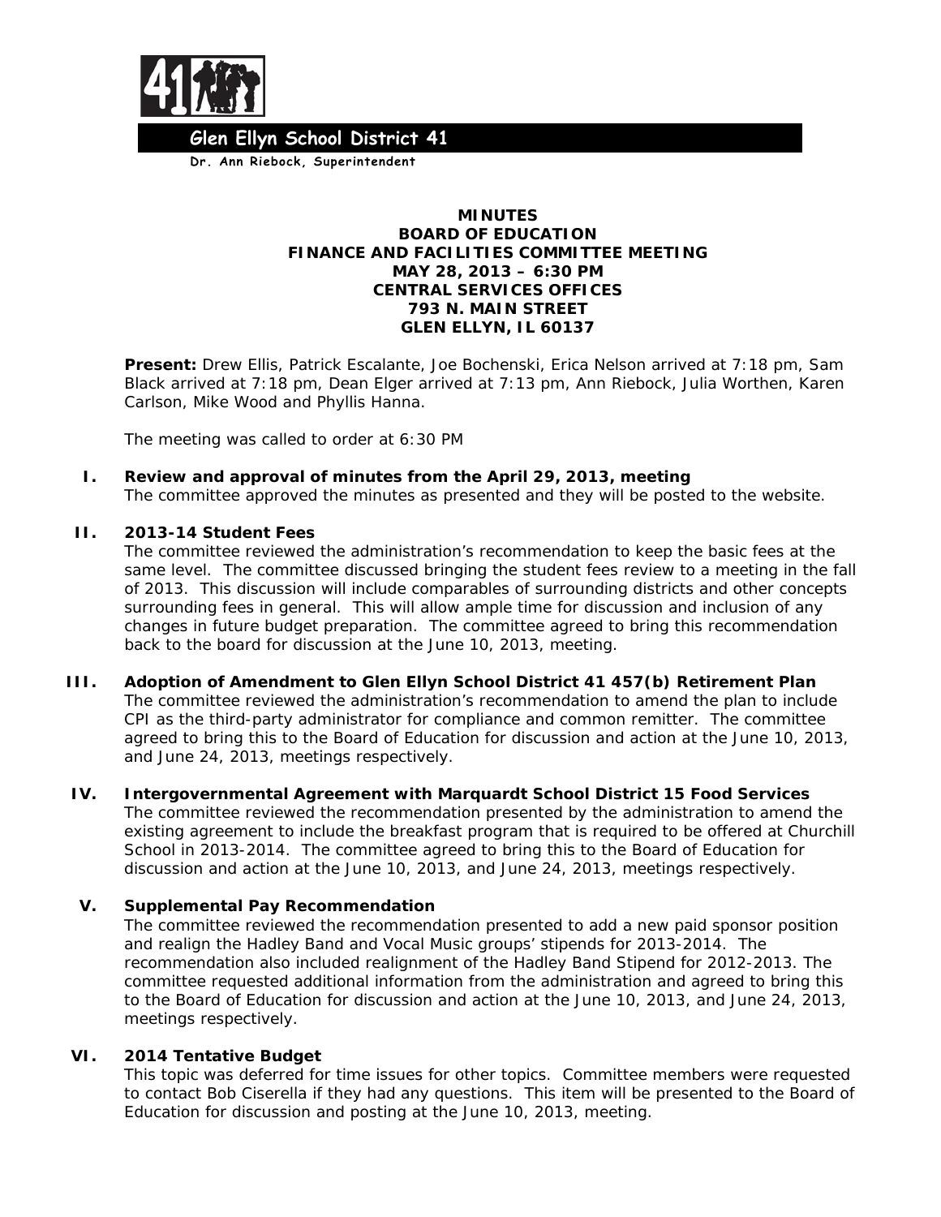**Glen Ellyn School District 41**

**Dr. Ann Riebock, Superintendent**

# MINUTES
## BOARD OF EDUCATION
## FINANCE AND FACILITIES COMMITTEE MEETING
## MAY 28, 2013 – 6:30 PM
## CENTRAL SERVICES OFFICES
## 793 N. MAIN STREET
## GLEN ELLYN, IL 60137

**Present:** Drew Ellis, Patrick Escalante, Joe Bochenski, Erica Nelson arrived at 7:18 pm, Sam Black arrived at 7:18 pm, Dean Elger arrived at 7:13 pm, Ann Riebock, Julia Worthen, Karen Carlson, Mike Wood and Phyllis Hanna.

The meeting was called to order at 6:30 PM

**I. Review and approval of minutes from the April 29, 2013, meeting**

The committee approved the minutes as presented and they will be posted to the website.

**II. 2013-14 Student Fees**

The committee reviewed the administration's recommendation to keep the basic fees at the same level. The committee discussed bringing the student fees review to a meeting in the fall of 2013. This discussion will include comparables of surrounding districts and other concepts surrounding fees in general. This will allow ample time for discussion and inclusion of any changes in future budget preparation. The committee agreed to bring this recommendation back to the board for discussion at the June 10, 2013, meeting.

**III. Adoption of Amendment to Glen Ellyn School District 41 457(b) Retirement Plan**

The committee reviewed the administration's recommendation to amend the plan to include CPI as the third-party administrator for compliance and common remitter. The committee agreed to bring this to the Board of Education for discussion and action at the June 10, 2013, and June 24, 2013, meetings respectively.

**IV. Intergovernmental Agreement with Marquardt School District 15 Food Services**

The committee reviewed the recommendation presented by the administration to amend the existing agreement to include the breakfast program that is required to be offered at Churchill School in 2013-2014. The committee agreed to bring this to the Board of Education for discussion and action at the June 10, 2013, and June 24, 2013, meetings respectively.

**V. Supplemental Pay Recommendation**

The committee reviewed the recommendation presented to add a new paid sponsor position and realign the Hadley Band and Vocal Music groups' stipends for 2013-2014. The recommendation also included realignment of the Hadley Band Stipend for 2012-2013. The committee requested additional information from the administration and agreed to bring this to the Board of Education for discussion and action at the June 10, 2013, and June 24, 2013, meetings respectively.

**VI. 2014 Tentative Budget**

This topic was deferred for time issues for other topics. Committee members were requested to contact Bob Ciserella if they had any questions. This item will be presented to the Board of Education for discussion and posting at the June 10, 2013, meeting.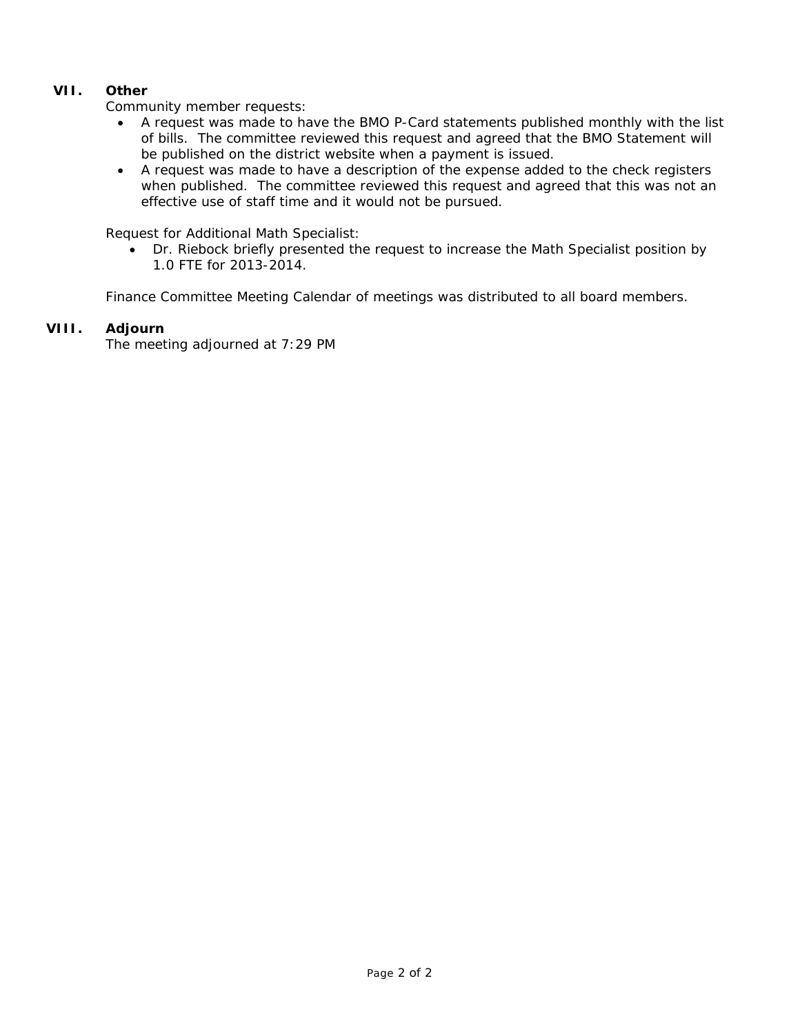## VII. Other

Community member requests:

- A request was made to have the BMO P-Card statements published monthly with the list of bills. The committee reviewed this request and agreed that the BMO Statement will be published on the district website when a payment is issued.
- A request was made to have a description of the expense added to the check registers when published. The committee reviewed this request and agreed that this was not an effective use of staff time and it would not be pursued.

Request for Additional Math Specialist:

- Dr. Riebock briefly presented the request to increase the Math Specialist position by 1.0 FTE for 2013-2014.

Finance Committee Meeting Calendar of meetings was distributed to all board members.

## VIII. Adjourn

The meeting adjourned at 7:29 PM